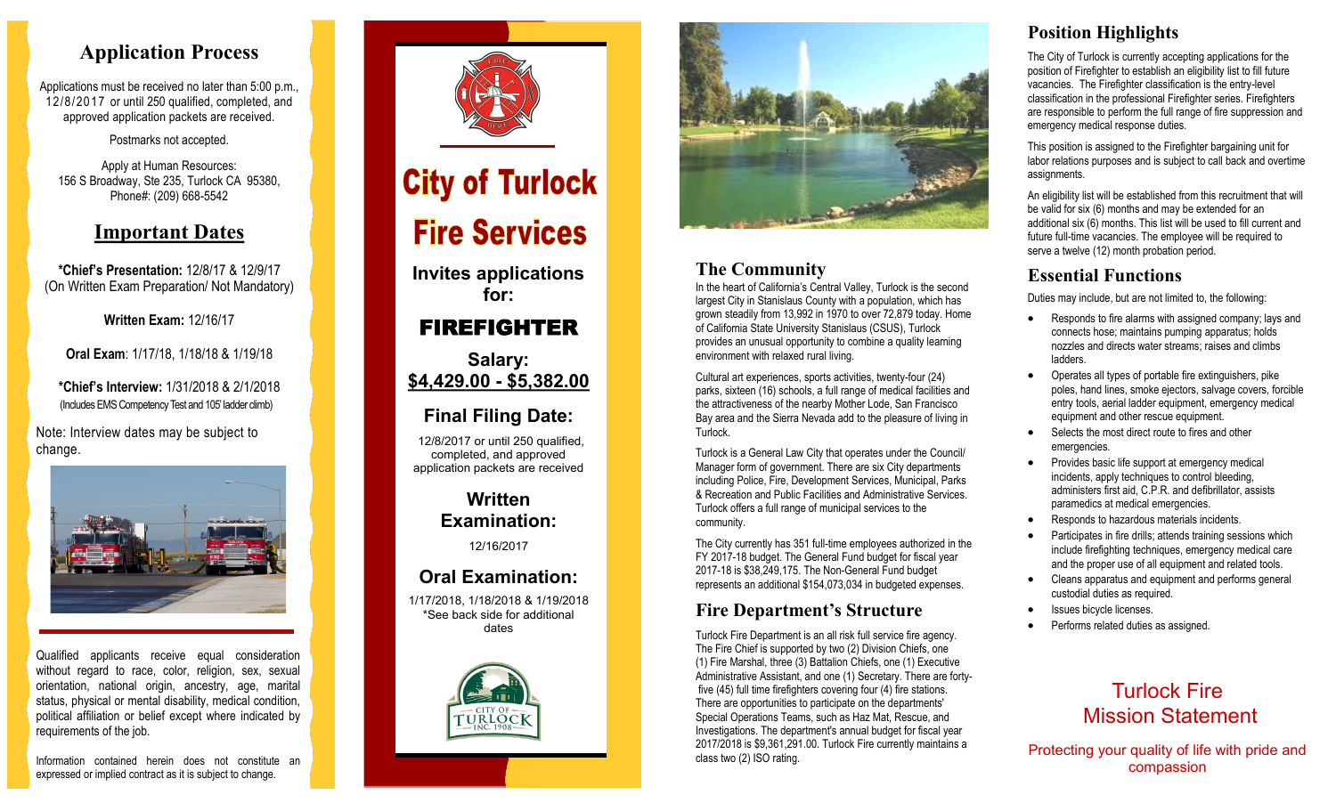## Application Process

Applications must be received no later than 5:00 p.m., 12/8/2017 or until 250 qualified, completed, and approved application packets are received.

Postmarks not accepted.

Apply at Human Resources:
156 S Broadway, Ste 235, Turlock CA 95380,
Phone#: (209) 668-5542

## Important Dates

**\*Chief's Presentation:** 12/8/17 & 12/9/17
(On Written Exam Preparation/ Not Mandatory)

**Written Exam:** 12/16/17

**Oral Exam**: 1/17/18, 1/18/18 & 1/19/18

**\*Chief's Interview:** 1/31/2018 & 2/1/2018
(Includes EMS Competency Test and 105' ladder climb)

Note: Interview dates may be subject to change.

Qualified applicants receive equal consideration without regard to race, color, religion, sex, sexual orientation, national origin, ancestry, age, marital status, physical or mental disability, medical condition, political affiliation or belief except where indicated by requirements of the job.

Information contained herein does not constitute an expressed or implied contract as it is subject to change.

# City of Turlock Fire Services

**Invites applications for:**

## FIREFIGHTER

**Salary:**
**$4,429.00 - $5,382.00**

### Final Filing Date:

12/8/2017 or until 250 qualified, completed, and approved application packets are received

### Written Examination:

12/16/2017

### Oral Examination:

1/17/2018, 1/18/2018 & 1/19/2018
\*See back side for additional dates

## The Community

In the heart of California's Central Valley, Turlock is the second largest City in Stanislaus County with a population, which has grown steadily from 13,992 in 1970 to over 72,879 today. Home of California State University Stanislaus (CSUS), Turlock provides an unusual opportunity to combine a quality learning environment with relaxed rural living.

Cultural art experiences, sports activities, twenty-four (24) parks, sixteen (16) schools, a full range of medical facilities and the attractiveness of the nearby Mother Lode, San Francisco Bay area and the Sierra Nevada add to the pleasure of living in Turlock.

Turlock is a General Law City that operates under the Council/ Manager form of government. There are six City departments including Police, Fire, Development Services, Municipal, Parks & Recreation and Public Facilities and Administrative Services. Turlock offers a full range of municipal services to the community.

The City currently has 351 full-time employees authorized in the FY 2017-18 budget. The General Fund budget for fiscal year 2017-18 is $38,249,175. The Non-General Fund budget represents an additional $154,073,034 in budgeted expenses.

## Fire Department's Structure

Turlock Fire Department is an all risk full service fire agency. The Fire Chief is supported by two (2) Division Chiefs, one (1) Fire Marshal, three (3) Battalion Chiefs, one (1) Executive Administrative Assistant, and one (1) Secretary. There are forty-five (45) full time firefighters covering four (4) fire stations. There are opportunities to participate on the departments' Special Operations Teams, such as Haz Mat, Rescue, and Investigations. The department's annual budget for fiscal year 2017/2018 is $9,361,291.00. Turlock Fire currently maintains a class two (2) ISO rating.

## Position Highlights

The City of Turlock is currently accepting applications for the position of Firefighter to establish an eligibility list to fill future vacancies. The Firefighter classification is the entry-level classification in the professional Firefighter series. Firefighters are responsible to perform the full range of fire suppression and emergency medical response duties.

This position is assigned to the Firefighter bargaining unit for labor relations purposes and is subject to call back and overtime assignments.

An eligibility list will be established from this recruitment that will be valid for six (6) months and may be extended for an additional six (6) months. This list will be used to fill current and future full-time vacancies. The employee will be required to serve a twelve (12) month probation period.

## Essential Functions

Duties may include, but are not limited to, the following:

- Responds to fire alarms with assigned company; lays and connects hose; maintains pumping apparatus; holds nozzles and directs water streams; raises and climbs ladders.
- Operates all types of portable fire extinguishers, pike poles, hand lines, smoke ejectors, salvage covers, forcible entry tools, aerial ladder equipment, emergency medical equipment and other rescue equipment.
- Selects the most direct route to fires and other emergencies.
- Provides basic life support at emergency medical incidents, apply techniques to control bleeding, administers first aid, C.P.R. and defibrillator, assists paramedics at medical emergencies.
- Responds to hazardous materials incidents.
- Participates in fire drills; attends training sessions which include firefighting techniques, emergency medical care and the proper use of all equipment and related tools.
- Cleans apparatus and equipment and performs general custodial duties as required.
- Issues bicycle licenses.
- Performs related duties as assigned.

## Turlock Fire Mission Statement

Protecting your quality of life with pride and compassion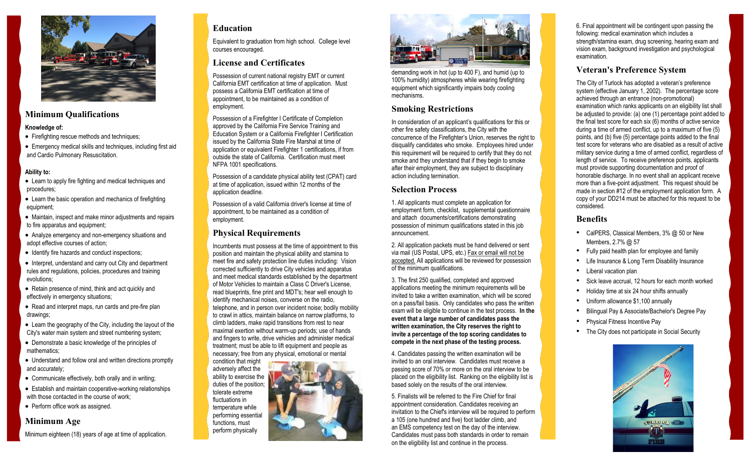## Minimum Qualifications

**Knowledge of:**

- Firefighting rescue methods and techniques;
- Emergency medical skills and techniques, including first aid and Cardio Pulmonary Resuscitation.

**Ability to:**

- Learn to apply fire fighting and medical techniques and procedures;
- Learn the basic operation and mechanics of firefighting equipment;
- Maintain, inspect and make minor adjustments and repairs to fire apparatus and equipment;
- Analyze emergency and non-emergency situations and adopt effective courses of action;
- Identify fire hazards and conduct inspections;
- Interpret, understand and carry out City and department rules and regulations, policies, procedures and training evolutions;
- Retain presence of mind, think and act quickly and effectively in emergency situations;
- Read and interpret maps, run cards and pre-fire plan drawings;
- Learn the geography of the City, including the layout of the City's water main system and street numbering system;
- Demonstrate a basic knowledge of the principles of mathematics;
- Understand and follow oral and written directions promptly and accurately;
- Communicate effectively, both orally and in writing;
- Establish and maintain cooperative-working relationships with those contacted in the course of work;
- Perform office work as assigned.

## Minimum Age

Minimum eighteen (18) years of age at time of application.

## Education

Equivalent to graduation from high school. College level courses encouraged.

## License and Certificates

Possession of current national registry EMT or current California EMT certification at time of application. Must possess a California EMT certification at time of appointment, to be maintained as a condition of employment.

Possession of a Firefighter I Certificate of Completion approved by the California Fire Service Training and Education System or a California Firefighter I Certification issued by the California State Fire Marshal at time of application or equivalent Firefighter 1 certifications, if from outside the state of California. Certification must meet NFPA 1001 specifications.

Possession of a candidate physical ability test (CPAT) card at time of application, issued within 12 months of the application deadline.

Possession of a valid California driver's license at time of appointment, to be maintained as a condition of employment.

## Physical Requirements

Incumbents must possess at the time of appointment to this position and maintain the physical ability and stamina to meet fire and safety protection line duties including: Vision corrected sufficiently to drive City vehicles and apparatus and meet medical standards established by the department of Motor Vehicles to maintain a Class C Driver's License, read blueprints, fine print and MDT's; hear well enough to identify mechanical noises, converse on the radio, telephone, and in person over incident noise; bodily mobility to crawl in attics, maintain balance on narrow platforms, to climb ladders, make rapid transitions from rest to near maximal exertion without warm-up periods; use of hands and fingers to write, drive vehicles and administer medical treatment; must be able to lift equipment and people as necessary; free from any physical, emotional or mental condition that might adversely affect the ability to exercise the duties of the position; tolerate extreme fluctuations in temperature while performing essential functions, must perform physically demanding work in hot (up to 400 F), and humid (up to 100% humidity) atmospheres while wearing firefighting equipment which significantly impairs body cooling mechanisms.

## Smoking Restrictions

In consideration of an applicant's qualifications for this or other fire safety classifications, the City with the concurrence of the Firefighter's Union, reserves the right to disqualify candidates who smoke. Employees hired under this requirement will be required to certify that they do not smoke and they understand that if they begin to smoke after their employment, they are subject to disciplinary action including termination.

## Selection Process

1. All applicants must complete an application for employment form, checklist, supplemental questionnaire and attach documents/certifications demonstrating possession of minimum qualifications stated in this job announcement.

2. All application packets must be hand delivered or sent via mail (US Postal, UPS, etc.) Fax or email will not be accepted. All applications will be reviewed for possession of the minimum qualifications.

3. The first 250 qualified, completed and approved applications meeting the minimum requirements will be invited to take a written examination, which will be scored on a pass/fail basis. Only candidates who pass the written exam will be eligible to continue in the test process. **In the event that a large number of candidates pass the written examination, the City reserves the right to invite a percentage of the top scoring candidates to compete in the next phase of the testing process.**

4. Candidates passing the written examination will be invited to an oral interview. Candidates must receive a passing score of 70% or more on the oral interview to be placed on the eligibility list. Ranking on the eligibility list is based solely on the results of the oral interview.

5. Finalists will be referred to the Fire Chief for final appointment consideration. Candidates receiving an invitation to the Chief's interview will be required to perform a 105 (one hundred and five) foot ladder climb, and an EMS competency test on the day of the interview. Candidates must pass both standards in order to remain on the eligibility list and continue in the process.

6. Final appointment will be contingent upon passing the following: medical examination which includes a strength/stamina exam, drug screening, hearing exam and vision exam, background investigation and psychological examination.

## Veteran's Preference System

The City of Turlock has adopted a veteran's preference system (effective January 1, 2002). The percentage score achieved through an entrance (non-promotional) examination which ranks applicants on an eligibility list shall be adjusted to provide: (a) one (1) percentage point added to the final test score for each six (6) months of active service during a time of armed conflict, up to a maximum of five (5) points, and (b) five (5) percentage points added to the final test score for veterans who are disabled as a result of active military service during a time of armed conflict, regardless of length of service. To receive preference points, applicants must provide supporting documentation and proof of honorable discharge. In no event shall an applicant receive more than a five-point adjustment. This request should be made in section #12 of the employment application form. A copy of your DD214 must be attached for this request to be considered.

## Benefits

- CalPERS, Classical Members, 3% @ 50 or New Members, 2.7% @ 57
- Fully paid health plan for employee and family
- Life Insurance & Long Term Disability Insurance
- Liberal vacation plan
- Sick leave accrual, 12 hours for each month worked
- Holiday time at six 24 hour shifts annually
- Uniform allowance $1,100 annually
- Bilingual Pay & Associate/Bachelor's Degree Pay
- Physical Fitness Incentive Pay
- The City does not participate in Social Security